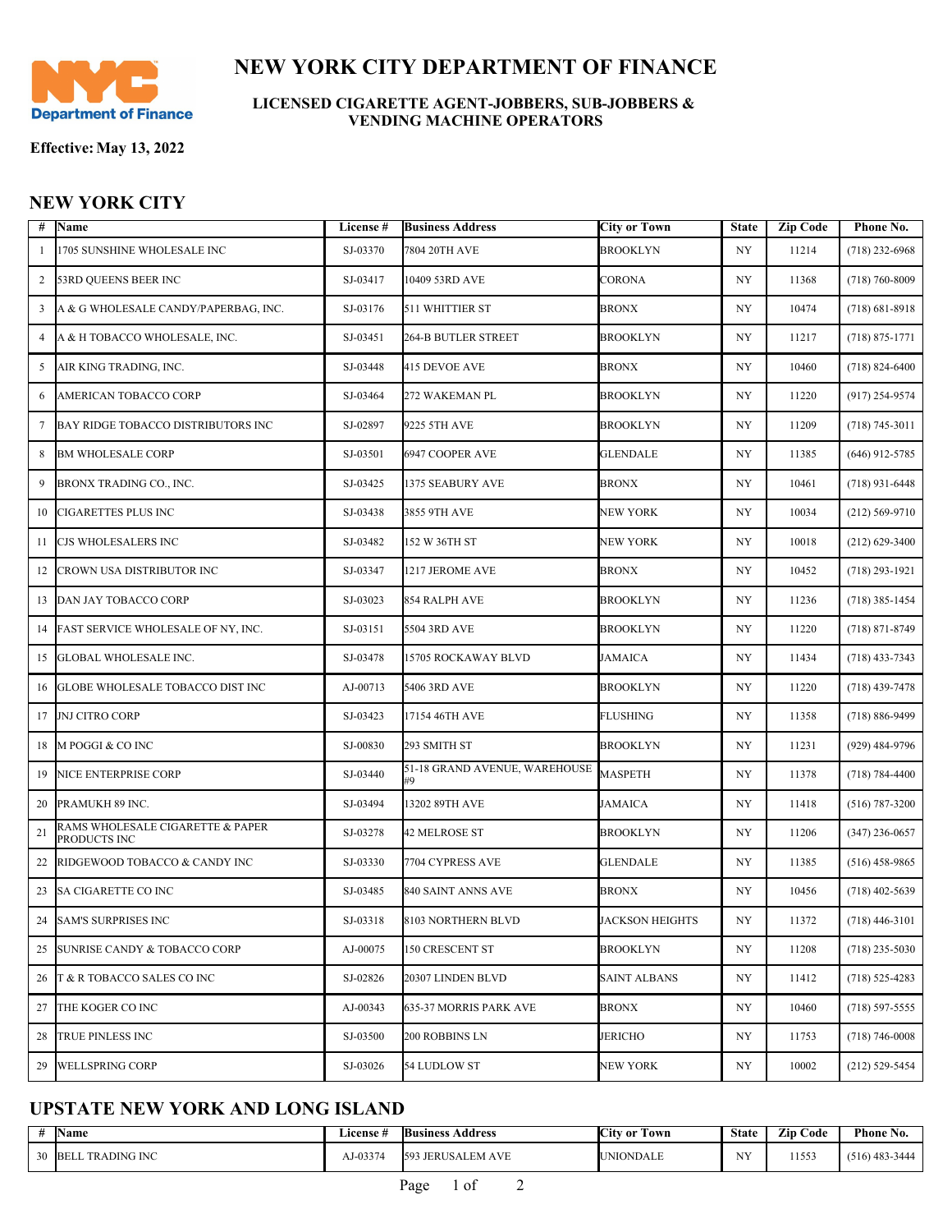# NEW YORK CITY DEPARTMENT OF FINANCE

**LICENSED CIGARETTE AGENT-JOBBERS, SUB-JOBBERS & VENDING MACHINE OPERATORS**

**Effective: May 13, 2022**

## NEW YORK CITY

| # | Name | License # | Business Address | City or Town | State | Zip Code | Phone No. |
|---|---|---|---|---|---|---|---|
| 1 | 1705 SUNSHINE WHOLESALE INC | SJ-03370 | 7804 20TH AVE | BROOKLYN | NY | 11214 | (718) 232-6968 |
| 2 | 53RD QUEENS BEER INC | SJ-03417 | 10409 53RD AVE | CORONA | NY | 11368 | (718) 760-8009 |
| 3 | A & G WHOLESALE CANDY/PAPERBAG, INC. | SJ-03176 | 511 WHITTIER ST | BRONX | NY | 10474 | (718) 681-8918 |
| 4 | A & H TOBACCO WHOLESALE, INC. | SJ-03451 | 264-B BUTLER STREET | BROOKLYN | NY | 11217 | (718) 875-1771 |
| 5 | AIR KING TRADING, INC. | SJ-03448 | 415 DEVOE AVE | BRONX | NY | 10460 | (718) 824-6400 |
| 6 | AMERICAN TOBACCO CORP | SJ-03464 | 272 WAKEMAN PL | BROOKLYN | NY | 11220 | (917) 254-9574 |
| 7 | BAY RIDGE TOBACCO DISTRIBUTORS INC | SJ-02897 | 9225 5TH AVE | BROOKLYN | NY | 11209 | (718) 745-3011 |
| 8 | BM WHOLESALE CORP | SJ-03501 | 6947 COOPER AVE | GLENDALE | NY | 11385 | (646) 912-5785 |
| 9 | BRONX TRADING CO., INC. | SJ-03425 | 1375 SEABURY AVE | BRONX | NY | 10461 | (718) 931-6448 |
| 10 | CIGARETTES PLUS INC | SJ-03438 | 3855 9TH AVE | NEW YORK | NY | 10034 | (212) 569-9710 |
| 11 | CJS WHOLESALERS INC | SJ-03482 | 152 W 36TH ST | NEW YORK | NY | 10018 | (212) 629-3400 |
| 12 | CROWN USA DISTRIBUTOR INC | SJ-03347 | 1217 JEROME AVE | BRONX | NY | 10452 | (718) 293-1921 |
| 13 | DAN JAY TOBACCO CORP | SJ-03023 | 854 RALPH AVE | BROOKLYN | NY | 11236 | (718) 385-1454 |
| 14 | FAST SERVICE WHOLESALE OF NY, INC. | SJ-03151 | 5504 3RD AVE | BROOKLYN | NY | 11220 | (718) 871-8749 |
| 15 | GLOBAL WHOLESALE INC. | SJ-03478 | 15705 ROCKAWAY BLVD | JAMAICA | NY | 11434 | (718) 433-7343 |
| 16 | GLOBE WHOLESALE TOBACCO DIST INC | AJ-00713 | 5406 3RD AVE | BROOKLYN | NY | 11220 | (718) 439-7478 |
| 17 | JNJ CITRO CORP | SJ-03423 | 17154 46TH AVE | FLUSHING | NY | 11358 | (718) 886-9499 |
| 18 | M POGGI & CO INC | SJ-00830 | 293 SMITH ST | BROOKLYN | NY | 11231 | (929) 484-9796 |
| 19 | NICE ENTERPRISE CORP | SJ-03440 | 51-18 GRAND AVENUE, WAREHOUSE #9 | MASPETH | NY | 11378 | (718) 784-4400 |
| 20 | PRAMUKH 89 INC. | SJ-03494 | 13202 89TH AVE | JAMAICA | NY | 11418 | (516) 787-3200 |
| 21 | RAMS WHOLESALE CIGARETTE & PAPER PRODUCTS INC | SJ-03278 | 42 MELROSE ST | BROOKLYN | NY | 11206 | (347) 236-0657 |
| 22 | RIDGEWOOD TOBACCO & CANDY INC | SJ-03330 | 7704 CYPRESS AVE | GLENDALE | NY | 11385 | (516) 458-9865 |
| 23 | SA CIGARETTE CO INC | SJ-03485 | 840 SAINT ANNS AVE | BRONX | NY | 10456 | (718) 402-5639 |
| 24 | SAM'S SURPRISES INC | SJ-03318 | 8103 NORTHERN BLVD | JACKSON HEIGHTS | NY | 11372 | (718) 446-3101 |
| 25 | SUNRISE CANDY & TOBACCO CORP | AJ-00075 | 150 CRESCENT ST | BROOKLYN | NY | 11208 | (718) 235-5030 |
| 26 | T & R TOBACCO SALES CO INC | SJ-02826 | 20307 LINDEN BLVD | SAINT ALBANS | NY | 11412 | (718) 525-4283 |
| 27 | THE KOGER CO INC | AJ-00343 | 635-37 MORRIS PARK AVE | BRONX | NY | 10460 | (718) 597-5555 |
| 28 | TRUE PINLESS INC | SJ-03500 | 200 ROBBINS LN | JERICHO | NY | 11753 | (718) 746-0008 |
| 29 | WELLSPRING CORP | SJ-03026 | 54 LUDLOW ST | NEW YORK | NY | 10002 | (212) 529-5454 |

## UPSTATE NEW YORK AND LONG ISLAND

| # | Name | License # | Business Address | City or Town | State | Zip Code | Phone No. |
|---|---|---|---|---|---|---|---|
| 30 | BELL TRADING INC | AJ-03374 | 593 JERUSALEM AVE | UNIONDALE | NY | 11553 | (516) 483-3444 |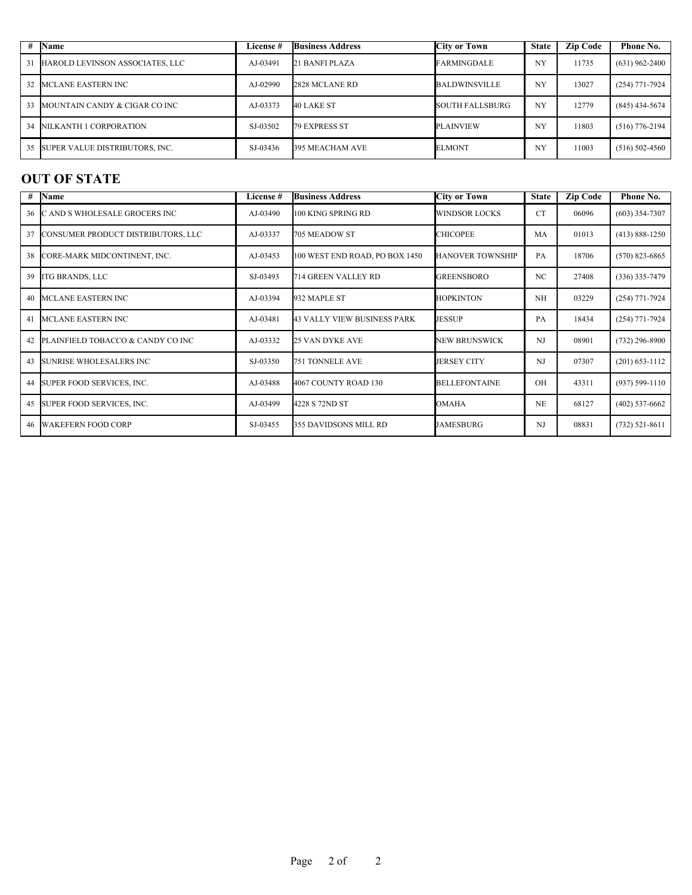| # | Name | License # | Business Address | City or Town | State | Zip Code | Phone No. |
|---|---|---|---|---|---|---|---|
| 31 | HAROLD LEVINSON ASSOCIATES, LLC | AJ-03491 | 21 BANFI PLAZA | FARMINGDALE | NY | 11735 | (631) 962-2400 |
| 32 | MCLANE EASTERN INC | AJ-02990 | 2828 MCLANE RD | BALDWINSVILLE | NY | 13027 | (254) 771-7924 |
| 33 | MOUNTAIN CANDY & CIGAR CO INC | AJ-03373 | 40 LAKE ST | SOUTH FALLSBURG | NY | 12779 | (845) 434-5674 |
| 34 | NILKANTH 1 CORPORATION | SJ-03502 | 79 EXPRESS ST | PLAINVIEW | NY | 11803 | (516) 776-2194 |
| 35 | SUPER VALUE DISTRIBUTORS, INC. | SJ-03436 | 395 MEACHAM AVE | ELMONT | NY | 11003 | (516) 502-4560 |

## OUT OF STATE

| # | Name | License # | Business Address | City or Town | State | Zip Code | Phone No. |
|---|---|---|---|---|---|---|---|
| 36 | C AND S WHOLESALE GROCERS INC | AJ-03490 | 100 KING SPRING RD | WINDSOR LOCKS | CT | 06096 | (603) 354-7307 |
| 37 | CONSUMER PRODUCT DISTRIBUTORS, LLC | AJ-03337 | 705 MEADOW ST | CHICOPEE | MA | 01013 | (413) 888-1250 |
| 38 | CORE-MARK MIDCONTINENT, INC. | AJ-03453 | 100 WEST END ROAD, PO BOX 1450 | HANOVER TOWNSHIP | PA | 18706 | (570) 823-6865 |
| 39 | ITG BRANDS, LLC | SJ-03493 | 714 GREEN VALLEY RD | GREENSBORO | NC | 27408 | (336) 335-7479 |
| 40 | MCLANE EASTERN INC | AJ-03394 | 932 MAPLE ST | HOPKINTON | NH | 03229 | (254) 771-7924 |
| 41 | MCLANE EASTERN INC | AJ-03481 | 43 VALLY VIEW BUSINESS PARK | JESSUP | PA | 18434 | (254) 771-7924 |
| 42 | PLAINFIELD TOBACCO & CANDY CO INC | AJ-03332 | 25 VAN DYKE AVE | NEW BRUNSWICK | NJ | 08901 | (732) 296-8900 |
| 43 | SUNRISE WHOLESALERS INC | SJ-03350 | 751 TONNELE AVE | JERSEY CITY | NJ | 07307 | (201) 653-1112 |
| 44 | SUPER FOOD SERVICES, INC. | AJ-03488 | 4067 COUNTY ROAD 130 | BELLEFONTAINE | OH | 43311 | (937) 599-1110 |
| 45 | SUPER FOOD SERVICES, INC. | AJ-03499 | 4228 S 72ND ST | OMAHA | NE | 68127 | (402) 537-6662 |
| 46 | WAKEFERN FOOD CORP | SJ-03455 | 355 DAVIDSONS MILL RD | JAMESBURG | NJ | 08831 | (732) 521-8611 |